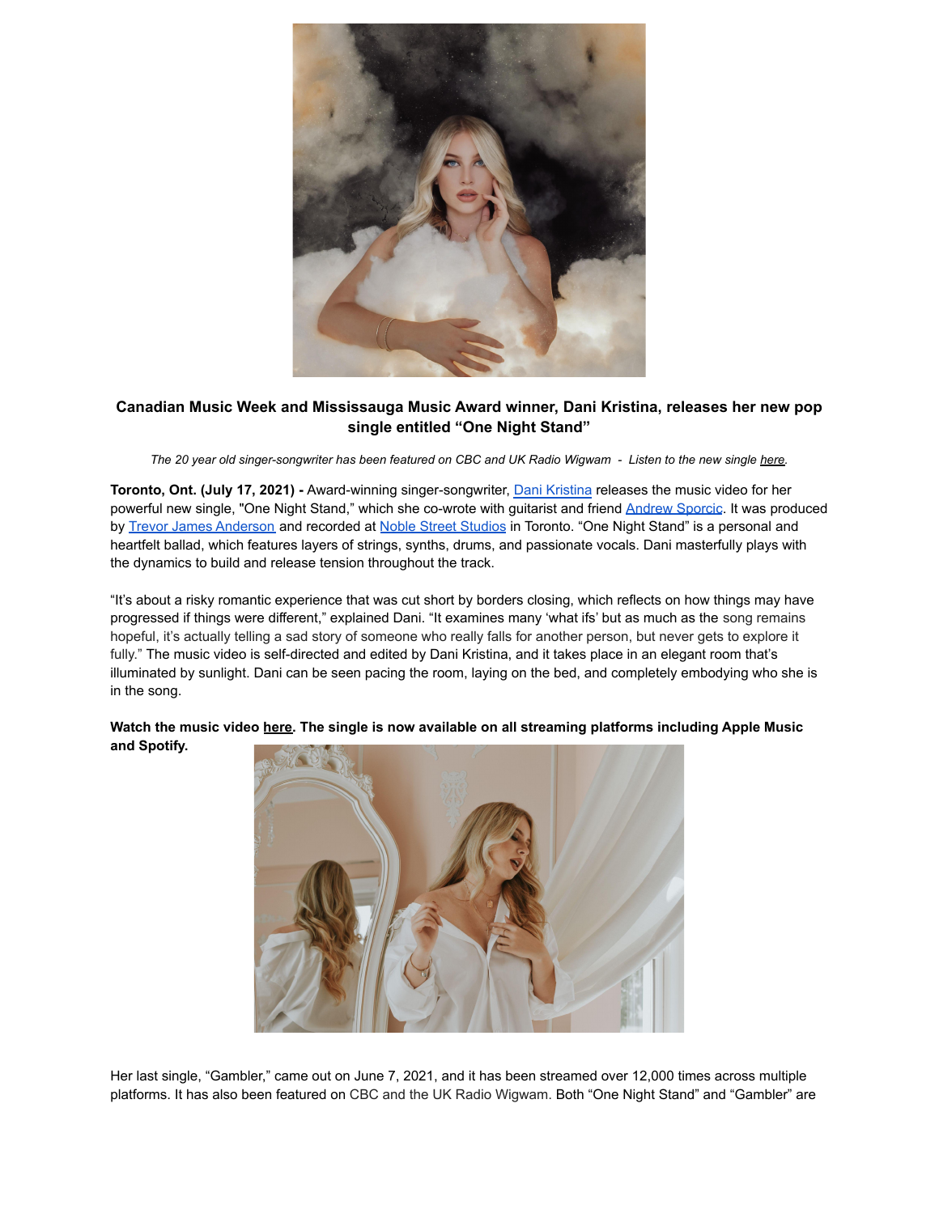**Canadian Music Week and Mississauga Music Award winner, Dani Kristina, releases her new pop single entitled "One Night Stand"**

*The 20 year old singer-songwriter has been featured on CBC and UK Radio Wigwam - Listen to the new single here.*

**Toronto, Ont. (July 17, 2021) -** Award-winning singer-songwriter, Dani Kristina releases the music video for her powerful new single, "One Night Stand," which she co-wrote with guitarist and friend Andrew Sporcic. It was produced by Trevor James Anderson and recorded at Noble Street Studios in Toronto. "One Night Stand" is a personal and heartfelt ballad, which features layers of strings, synths, drums, and passionate vocals. Dani masterfully plays with the dynamics to build and release tension throughout the track.

"It's about a risky romantic experience that was cut short by borders closing, which reflects on how things may have progressed if things were different," explained Dani. "It examines many 'what ifs' but as much as the song remains hopeful, it's actually telling a sad story of someone who really falls for another person, but never gets to explore it fully." The music video is self-directed and edited by Dani Kristina, and it takes place in an elegant room that's illuminated by sunlight. Dani can be seen pacing the room, laying on the bed, and completely embodying who she is in the song.

**Watch the music video here. The single is now available on all streaming platforms including Apple Music and Spotify.**

Her last single, "Gambler," came out on June 7, 2021, and it has been streamed over 12,000 times across multiple platforms. It has also been featured on CBC and the UK Radio Wigwam. Both "One Night Stand" and "Gambler" are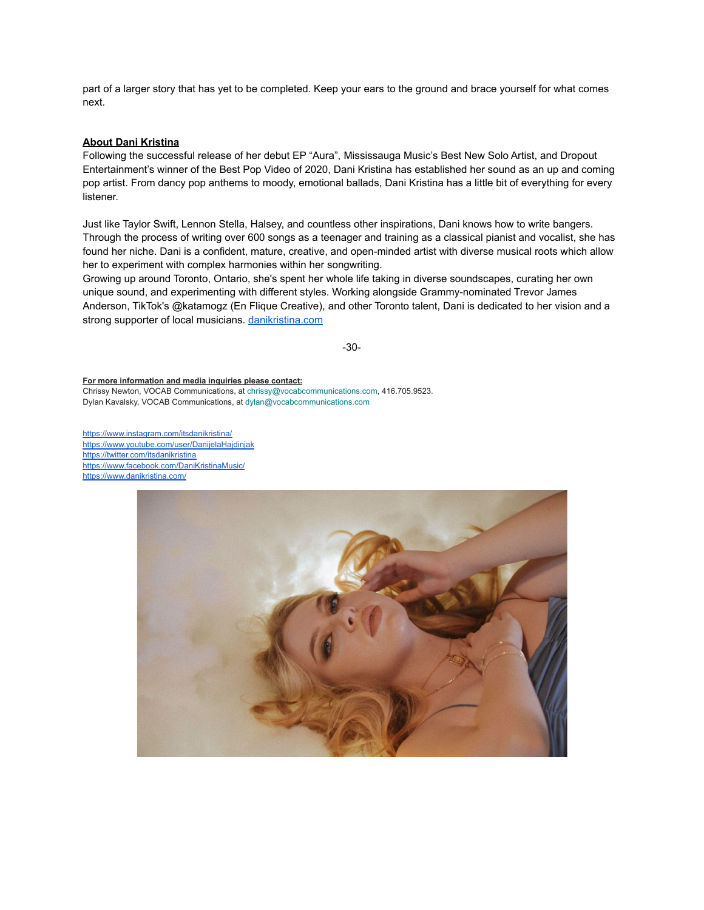part of a larger story that has yet to be completed. Keep your ears to the ground and brace yourself for what comes next.

**About Dani Kristina**

Following the successful release of her debut EP "Aura", Mississauga Music's Best New Solo Artist, and Dropout Entertainment's winner of the Best Pop Video of 2020, Dani Kristina has established her sound as an up and coming pop artist. From dancy pop anthems to moody, emotional ballads, Dani Kristina has a little bit of everything for every listener.

Just like Taylor Swift, Lennon Stella, Halsey, and countless other inspirations, Dani knows how to write bangers. Through the process of writing over 600 songs as a teenager and training as a classical pianist and vocalist, she has found her niche. Dani is a confident, mature, creative, and open-minded artist with diverse musical roots which allow her to experiment with complex harmonies within her songwriting.
Growing up around Toronto, Ontario, she's spent her whole life taking in diverse soundscapes, curating her own unique sound, and experimenting with different styles. Working alongside Grammy-nominated Trevor James Anderson, TikTok's @katamogz (En Flique Creative), and other Toronto talent, Dani is dedicated to her vision and a strong supporter of local musicians. danikristina.com

-30-

**For more information and media inquiries please contact:**
Chrissy Newton, VOCAB Communications, at chrissy@vocabcommunications.com, 416.705.9523.
Dylan Kavalsky, VOCAB Communications, at dylan@vocabcommunications.com

https://www.instagram.com/itsdanikristina/
https://www.youtube.com/user/DanijelaHajdinjak
https://twitter.com/itsdanikristina
https://www.facebook.com/DaniKristinaMusic/
https://www.danikristina.com/